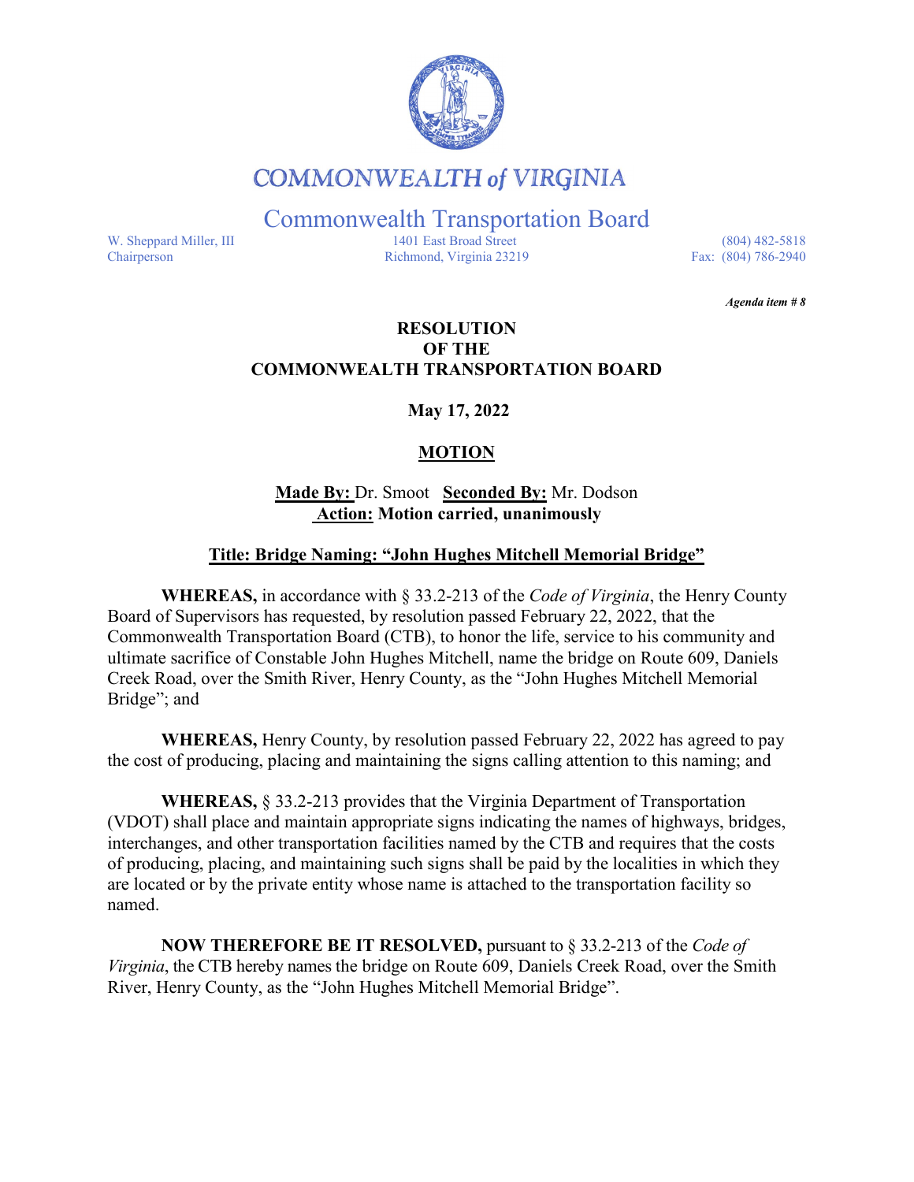# COMMONWEALTH of VIRGINIA

## Commonwealth Transportation Board

W. Sheppard Miller, III
Chairperson

1401 East Broad Street
Richmond, Virginia 23219

(804) 482-5818
Fax: (804) 786-2940

***Agenda item # 8***

**RESOLUTION**
**OF THE**
**COMMONWEALTH TRANSPORTATION BOARD**

**May 17, 2022**

**MOTION**

**Made By:** Dr. Smoot **Seconded By:** Mr. Dodson
**Action: Motion carried, unanimously**

**Title: Bridge Naming: "John Hughes Mitchell Memorial Bridge"**

**WHEREAS,** in accordance with § 33.2-213 of the *Code of Virginia*, the Henry County Board of Supervisors has requested, by resolution passed February 22, 2022, that the Commonwealth Transportation Board (CTB), to honor the life, service to his community and ultimate sacrifice of Constable John Hughes Mitchell, name the bridge on Route 609, Daniels Creek Road, over the Smith River, Henry County, as the "John Hughes Mitchell Memorial Bridge"; and

**WHEREAS,** Henry County, by resolution passed February 22, 2022 has agreed to pay the cost of producing, placing and maintaining the signs calling attention to this naming; and

**WHEREAS,** § 33.2-213 provides that the Virginia Department of Transportation (VDOT) shall place and maintain appropriate signs indicating the names of highways, bridges, interchanges, and other transportation facilities named by the CTB and requires that the costs of producing, placing, and maintaining such signs shall be paid by the localities in which they are located or by the private entity whose name is attached to the transportation facility so named.

**NOW THEREFORE BE IT RESOLVED,** pursuant to § 33.2-213 of the *Code of Virginia*, the CTB hereby names the bridge on Route 609, Daniels Creek Road, over the Smith River, Henry County, as the "John Hughes Mitchell Memorial Bridge".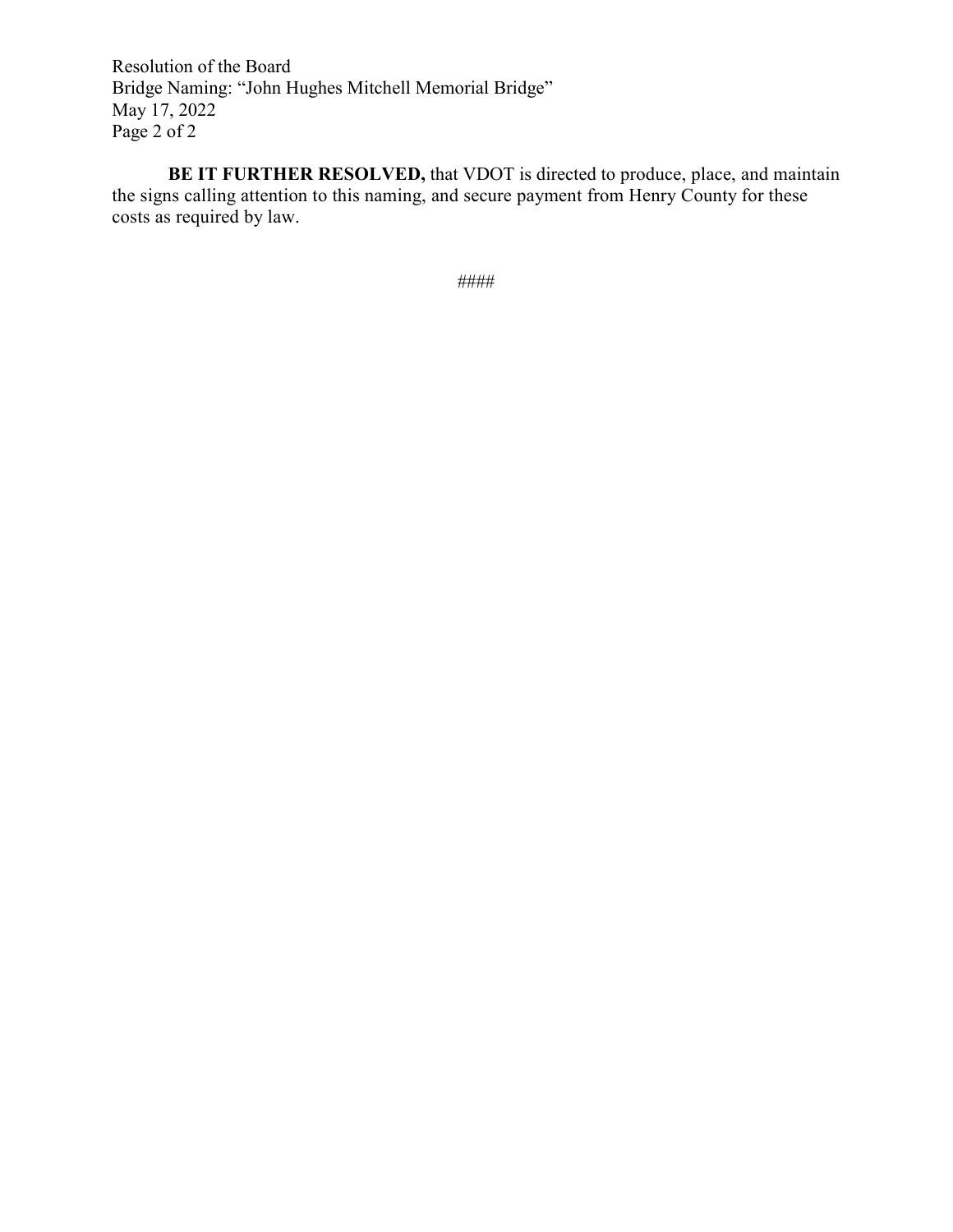**BE IT FURTHER RESOLVED,** that VDOT is directed to produce, place, and maintain the signs calling attention to this naming, and secure payment from Henry County for these costs as required by law.

####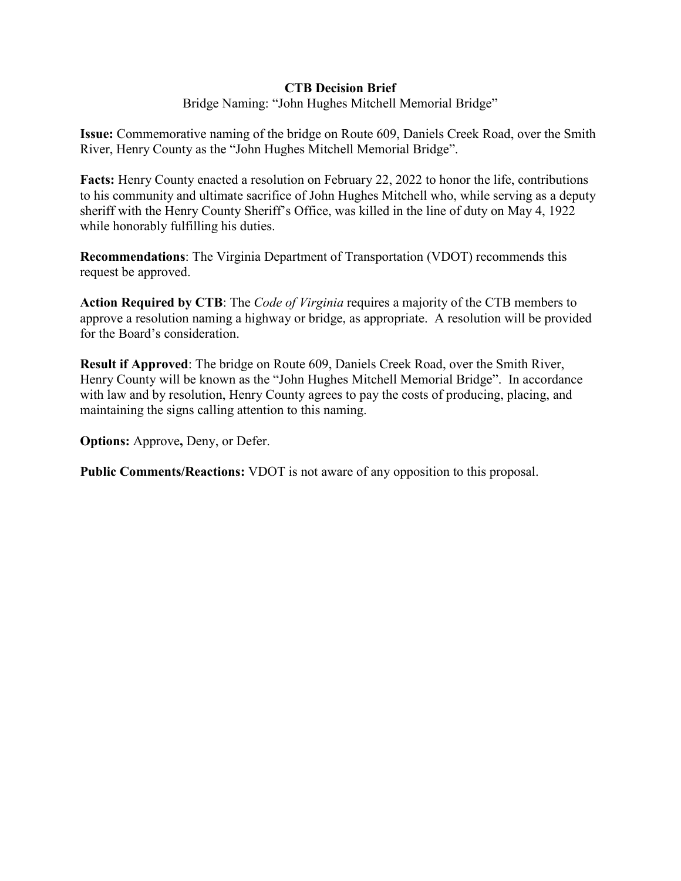**CTB Decision Brief**

Bridge Naming: “John Hughes Mitchell Memorial Bridge”

**Issue:** Commemorative naming of the bridge on Route 609, Daniels Creek Road, over the Smith River, Henry County as the “John Hughes Mitchell Memorial Bridge”.

**Facts:** Henry County enacted a resolution on February 22, 2022 to honor the life, contributions to his community and ultimate sacrifice of John Hughes Mitchell who, while serving as a deputy sheriff with the Henry County Sheriff’s Office, was killed in the line of duty on May 4, 1922 while honorably fulfilling his duties.

**Recommendations**: The Virginia Department of Transportation (VDOT) recommends this request be approved.

**Action Required by CTB**: The *Code of Virginia* requires a majority of the CTB members to approve a resolution naming a highway or bridge, as appropriate. A resolution will be provided for the Board’s consideration.

**Result if Approved**: The bridge on Route 609, Daniels Creek Road, over the Smith River, Henry County will be known as the “John Hughes Mitchell Memorial Bridge”. In accordance with law and by resolution, Henry County agrees to pay the costs of producing, placing, and maintaining the signs calling attention to this naming.

**Options:** Approve**,** Deny, or Defer.

**Public Comments/Reactions:** VDOT is not aware of any opposition to this proposal.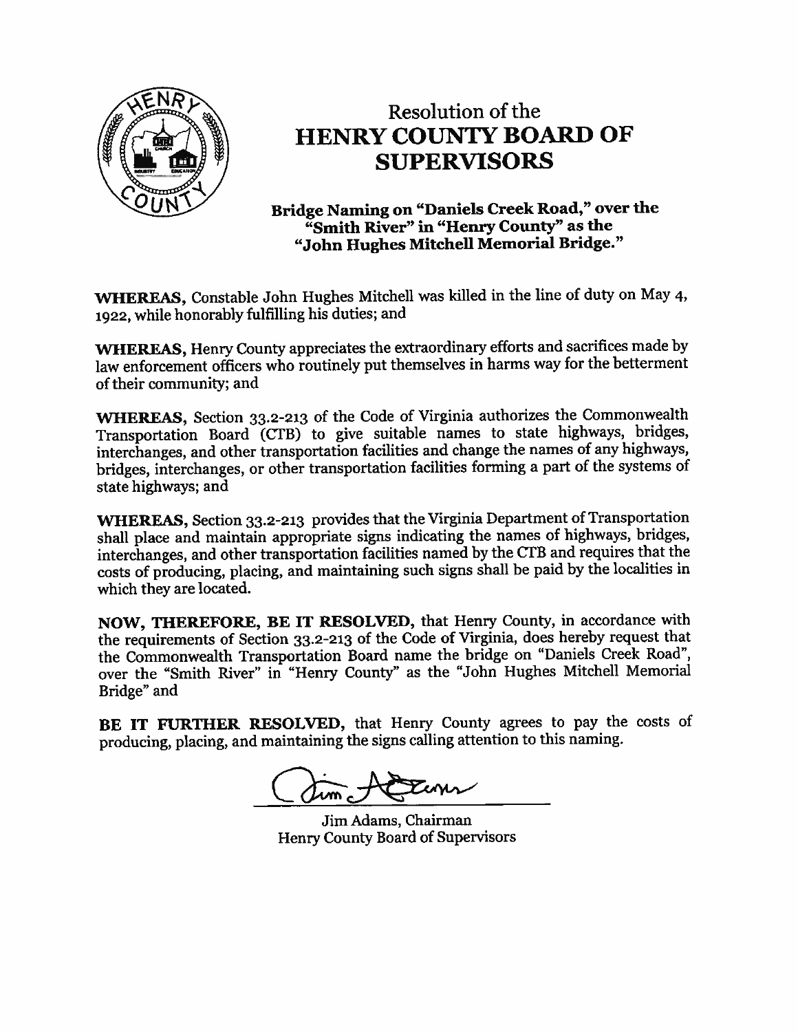# Resolution of the HENRY COUNTY BOARD OF SUPERVISORS

## Bridge Naming on "Daniels Creek Road," over the "Smith River" in "Henry County" as the "John Hughes Mitchell Memorial Bridge."

**WHEREAS,** Constable John Hughes Mitchell was killed in the line of duty on May 4, 1922, while honorably fulfilling his duties; and

**WHEREAS,** Henry County appreciates the extraordinary efforts and sacrifices made by law enforcement officers who routinely put themselves in harms way for the betterment of their community; and

**WHEREAS,** Section 33.2-213 of the Code of Virginia authorizes the Commonwealth Transportation Board (CTB) to give suitable names to state highways, bridges, interchanges, and other transportation facilities and change the names of any highways, bridges, interchanges, or other transportation facilities forming a part of the systems of state highways; and

**WHEREAS,** Section 33.2-213 provides that the Virginia Department of Transportation shall place and maintain appropriate signs indicating the names of highways, bridges, interchanges, and other transportation facilities named by the CTB and requires that the costs of producing, placing, and maintaining such signs shall be paid by the localities in which they are located.

**NOW, THEREFORE, BE IT RESOLVED,** that Henry County, in accordance with the requirements of Section 33.2-213 of the Code of Virginia, does hereby request that the Commonwealth Transportation Board name the bridge on "Daniels Creek Road", over the "Smith River" in "Henry County" as the "John Hughes Mitchell Memorial Bridge" and

**BE IT FURTHER RESOLVED,** that Henry County agrees to pay the costs of producing, placing, and maintaining the signs calling attention to this naming.

Jim Adams, Chairman
Henry County Board of Supervisors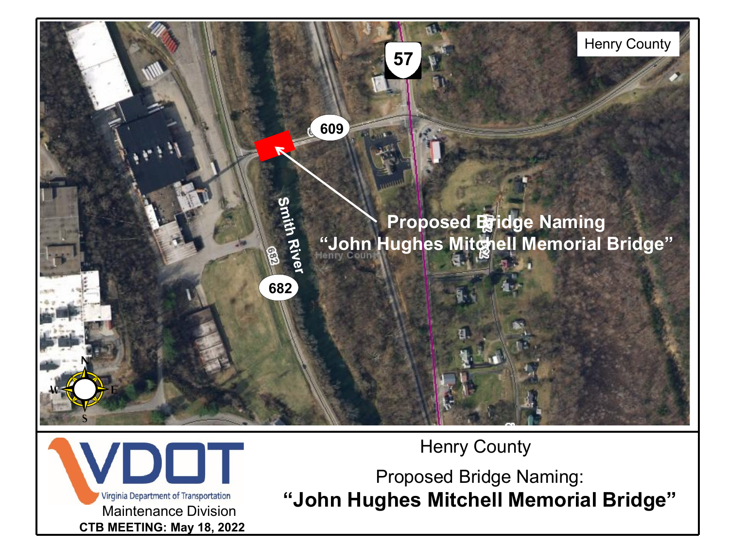Henry County

57

609

682

Smith River

Proposed Bridge Naming
"John Hughes Mitchell Memorial Bridge"

VDOT
Virginia Department of Transportation
Maintenance Division
**CTB MEETING: May 18, 2022**

Henry County

Proposed Bridge Naming:

**"John Hughes Mitchell Memorial Bridge"**